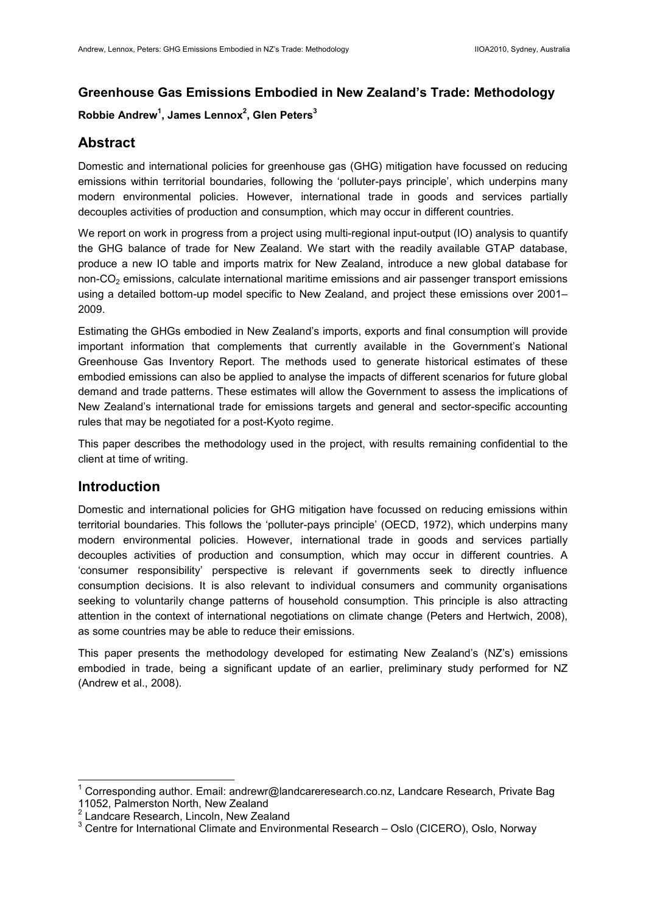## Greenhouse Gas Emissions Embodied in New Zealand's Trade: Methodology

**Robbie Andrew[1], James Lennox[2], Glen Peters[3]**

# Abstract

Domestic and international policies for greenhouse gas (GHG) mitigation have focussed on reducing emissions within territorial boundaries, following the 'polluter-pays principle', which underpins many modern environmental policies. However, international trade in goods and services partially decouples activities of production and consumption, which may occur in different countries.

We report on work in progress from a project using multi-regional input-output (IO) analysis to quantify the GHG balance of trade for New Zealand. We start with the readily available GTAP database, produce a new IO table and imports matrix for New Zealand, introduce a new global database for non-$CO_2$ emissions, calculate international maritime emissions and air passenger transport emissions using a detailed bottom-up model specific to New Zealand, and project these emissions over 2001–2009.

Estimating the GHGs embodied in New Zealand's imports, exports and final consumption will provide important information that complements that currently available in the Government's National Greenhouse Gas Inventory Report. The methods used to generate historical estimates of these embodied emissions can also be applied to analyse the impacts of different scenarios for future global demand and trade patterns. These estimates will allow the Government to assess the implications of New Zealand's international trade for emissions targets and general and sector-specific accounting rules that may be negotiated for a post-Kyoto regime.

This paper describes the methodology used in the project, with results remaining confidential to the client at time of writing.

# Introduction

Domestic and international policies for GHG mitigation have focussed on reducing emissions within territorial boundaries. This follows the 'polluter-pays principle' (OECD, 1972), which underpins many modern environmental policies. However, international trade in goods and services partially decouples activities of production and consumption, which may occur in different countries. A 'consumer responsibility' perspective is relevant if governments seek to directly influence consumption decisions. It is also relevant to individual consumers and community organisations seeking to voluntarily change patterns of household consumption. This principle is also attracting attention in the context of international negotiations on climate change (Peters and Hertwich, 2008), as some countries may be able to reduce their emissions.

This paper presents the methodology developed for estimating New Zealand's (NZ's) emissions embodied in trade, being a significant update of an earlier, preliminary study performed for NZ (Andrew et al., 2008).

---

[1] Corresponding author. Email: andrewr@landcareresearch.co.nz, Landcare Research, Private Bag 11052, Palmerston North, New Zealand

[2] Landcare Research, Lincoln, New Zealand

[3] Centre for International Climate and Environmental Research – Oslo (CICERO), Oslo, Norway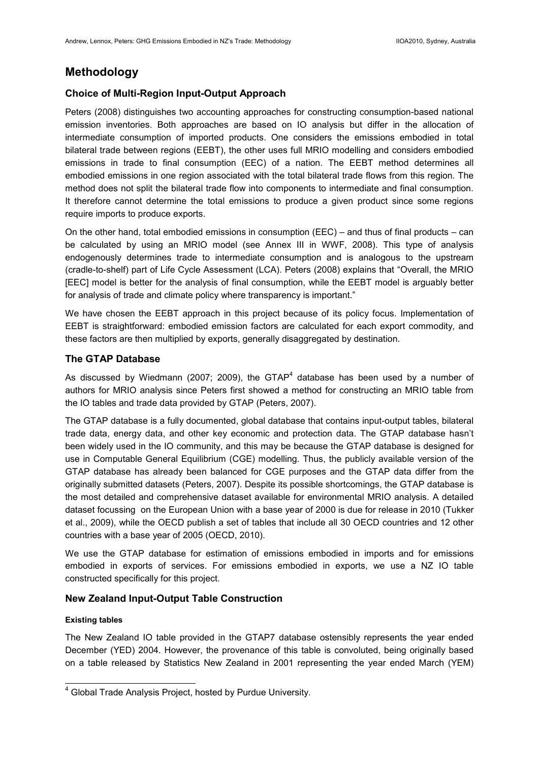# Methodology

## Choice of Multi-Region Input-Output Approach

Peters (2008) distinguishes two accounting approaches for constructing consumption-based national emission inventories. Both approaches are based on IO analysis but differ in the allocation of intermediate consumption of imported products. One considers the emissions embodied in total bilateral trade between regions (EEBT), the other uses full MRIO modelling and considers embodied emissions in trade to final consumption (EEC) of a nation. The EEBT method determines all embodied emissions in one region associated with the total bilateral trade flows from this region. The method does not split the bilateral trade flow into components to intermediate and final consumption. It therefore cannot determine the total emissions to produce a given product since some regions require imports to produce exports.

On the other hand, total embodied emissions in consumption (EEC) – and thus of final products – can be calculated by using an MRIO model (see Annex III in WWF, 2008). This type of analysis endogenously determines trade to intermediate consumption and is analogous to the upstream (cradle-to-shelf) part of Life Cycle Assessment (LCA). Peters (2008) explains that "Overall, the MRIO [EEC] model is better for the analysis of final consumption, while the EEBT model is arguably better for analysis of trade and climate policy where transparency is important."

We have chosen the EEBT approach in this project because of its policy focus. Implementation of EEBT is straightforward: embodied emission factors are calculated for each export commodity, and these factors are then multiplied by exports, generally disaggregated by destination.

## The GTAP Database

As discussed by Wiedmann (2007; 2009), the GTAP[4] database has been used by a number of authors for MRIO analysis since Peters first showed a method for constructing an MRIO table from the IO tables and trade data provided by GTAP (Peters, 2007).

The GTAP database is a fully documented, global database that contains input-output tables, bilateral trade data, energy data, and other key economic and protection data. The GTAP database hasn't been widely used in the IO community, and this may be because the GTAP database is designed for use in Computable General Equilibrium (CGE) modelling. Thus, the publicly available version of the GTAP database has already been balanced for CGE purposes and the GTAP data differ from the originally submitted datasets (Peters, 2007). Despite its possible shortcomings, the GTAP database is the most detailed and comprehensive dataset available for environmental MRIO analysis. A detailed dataset focussing on the European Union with a base year of 2000 is due for release in 2010 (Tukker et al., 2009), while the OECD publish a set of tables that include all 30 OECD countries and 12 other countries with a base year of 2005 (OECD, 2010).

We use the GTAP database for estimation of emissions embodied in imports and for emissions embodied in exports of services. For emissions embodied in exports, we use a NZ IO table constructed specifically for this project.

## New Zealand Input-Output Table Construction

#### Existing tables

The New Zealand IO table provided in the GTAP7 database ostensibly represents the year ended December (YED) 2004. However, the provenance of this table is convoluted, being originally based on a table released by Statistics New Zealand in 2001 representing the year ended March (YEM)

[4] Global Trade Analysis Project, hosted by Purdue University.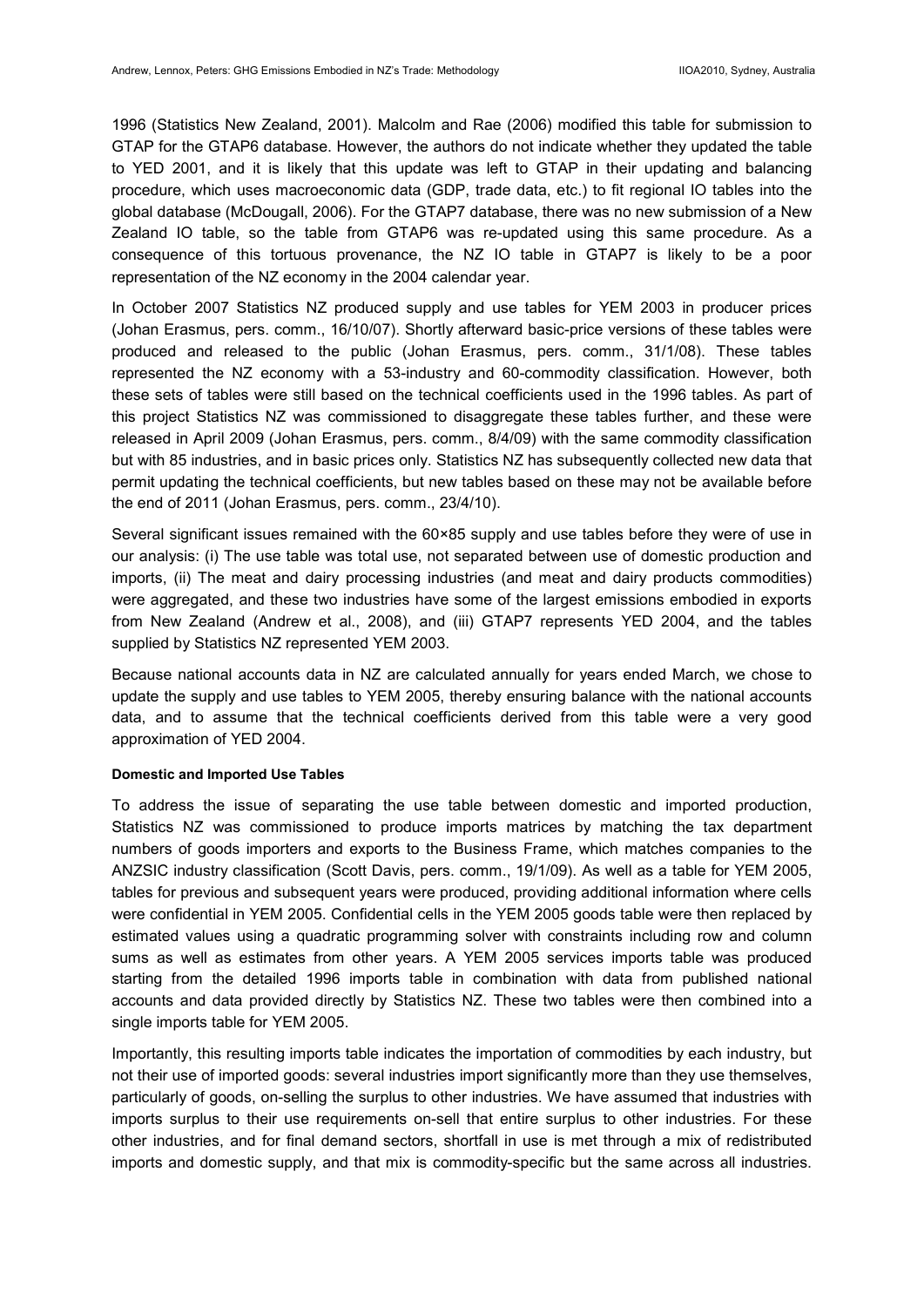1996 (Statistics New Zealand, 2001). Malcolm and Rae (2006) modified this table for submission to GTAP for the GTAP6 database. However, the authors do not indicate whether they updated the table to YED 2001, and it is likely that this update was left to GTAP in their updating and balancing procedure, which uses macroeconomic data (GDP, trade data, etc.) to fit regional IO tables into the global database (McDougall, 2006). For the GTAP7 database, there was no new submission of a New Zealand IO table, so the table from GTAP6 was re-updated using this same procedure. As a consequence of this tortuous provenance, the NZ IO table in GTAP7 is likely to be a poor representation of the NZ economy in the 2004 calendar year.

In October 2007 Statistics NZ produced supply and use tables for YEM 2003 in producer prices (Johan Erasmus, pers. comm., 16/10/07). Shortly afterward basic-price versions of these tables were produced and released to the public (Johan Erasmus, pers. comm., 31/1/08). These tables represented the NZ economy with a 53-industry and 60-commodity classification. However, both these sets of tables were still based on the technical coefficients used in the 1996 tables. As part of this project Statistics NZ was commissioned to disaggregate these tables further, and these were released in April 2009 (Johan Erasmus, pers. comm., 8/4/09) with the same commodity classification but with 85 industries, and in basic prices only. Statistics NZ has subsequently collected new data that permit updating the technical coefficients, but new tables based on these may not be available before the end of 2011 (Johan Erasmus, pers. comm., 23/4/10).

Several significant issues remained with the 60×85 supply and use tables before they were of use in our analysis: (i) The use table was total use, not separated between use of domestic production and imports, (ii) The meat and dairy processing industries (and meat and dairy products commodities) were aggregated, and these two industries have some of the largest emissions embodied in exports from New Zealand (Andrew et al., 2008), and (iii) GTAP7 represents YED 2004, and the tables supplied by Statistics NZ represented YEM 2003.

Because national accounts data in NZ are calculated annually for years ended March, we chose to update the supply and use tables to YEM 2005, thereby ensuring balance with the national accounts data, and to assume that the technical coefficients derived from this table were a very good approximation of YED 2004.

#### Domestic and Imported Use Tables

To address the issue of separating the use table between domestic and imported production, Statistics NZ was commissioned to produce imports matrices by matching the tax department numbers of goods importers and exports to the Business Frame, which matches companies to the ANZSIC industry classification (Scott Davis, pers. comm., 19/1/09). As well as a table for YEM 2005, tables for previous and subsequent years were produced, providing additional information where cells were confidential in YEM 2005. Confidential cells in the YEM 2005 goods table were then replaced by estimated values using a quadratic programming solver with constraints including row and column sums as well as estimates from other years. A YEM 2005 services imports table was produced starting from the detailed 1996 imports table in combination with data from published national accounts and data provided directly by Statistics NZ. These two tables were then combined into a single imports table for YEM 2005.

Importantly, this resulting imports table indicates the importation of commodities by each industry, but not their use of imported goods: several industries import significantly more than they use themselves, particularly of goods, on-selling the surplus to other industries. We have assumed that industries with imports surplus to their use requirements on-sell that entire surplus to other industries. For these other industries, and for final demand sectors, shortfall in use is met through a mix of redistributed imports and domestic supply, and that mix is commodity-specific but the same across all industries.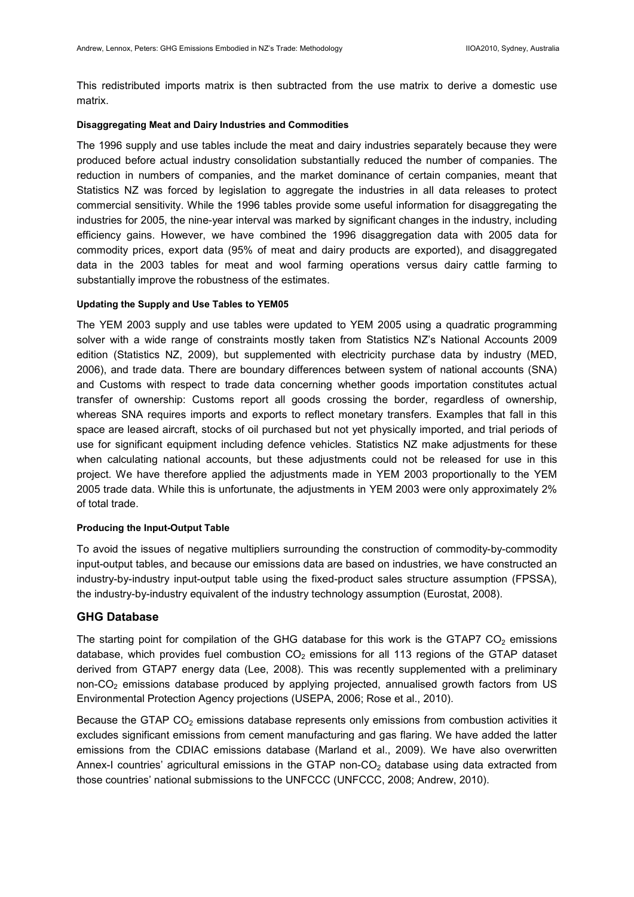This redistributed imports matrix is then subtracted from the use matrix to derive a domestic use matrix.

#### Disaggregating Meat and Dairy Industries and Commodities

The 1996 supply and use tables include the meat and dairy industries separately because they were produced before actual industry consolidation substantially reduced the number of companies. The reduction in numbers of companies, and the market dominance of certain companies, meant that Statistics NZ was forced by legislation to aggregate the industries in all data releases to protect commercial sensitivity. While the 1996 tables provide some useful information for disaggregating the industries for 2005, the nine-year interval was marked by significant changes in the industry, including efficiency gains. However, we have combined the 1996 disaggregation data with 2005 data for commodity prices, export data (95% of meat and dairy products are exported), and disaggregated data in the 2003 tables for meat and wool farming operations versus dairy cattle farming to substantially improve the robustness of the estimates.

#### Updating the Supply and Use Tables to YEM05

The YEM 2003 supply and use tables were updated to YEM 2005 using a quadratic programming solver with a wide range of constraints mostly taken from Statistics NZ's National Accounts 2009 edition (Statistics NZ, 2009), but supplemented with electricity purchase data by industry (MED, 2006), and trade data. There are boundary differences between system of national accounts (SNA) and Customs with respect to trade data concerning whether goods importation constitutes actual transfer of ownership: Customs report all goods crossing the border, regardless of ownership, whereas SNA requires imports and exports to reflect monetary transfers. Examples that fall in this space are leased aircraft, stocks of oil purchased but not yet physically imported, and trial periods of use for significant equipment including defence vehicles. Statistics NZ make adjustments for these when calculating national accounts, but these adjustments could not be released for use in this project. We have therefore applied the adjustments made in YEM 2003 proportionally to the YEM 2005 trade data. While this is unfortunate, the adjustments in YEM 2003 were only approximately 2% of total trade.

#### Producing the Input-Output Table

To avoid the issues of negative multipliers surrounding the construction of commodity-by-commodity input-output tables, and because our emissions data are based on industries, we have constructed an industry-by-industry input-output table using the fixed-product sales structure assumption (FPSSA), the industry-by-industry equivalent of the industry technology assumption (Eurostat, 2008).

## GHG Database

The starting point for compilation of the GHG database for this work is the GTAP7 $CO_2$ emissions database, which provides fuel combustion $CO_2$ emissions for all 113 regions of the GTAP dataset derived from GTAP7 energy data (Lee, 2008). This was recently supplemented with a preliminary non-$CO_2$ emissions database produced by applying projected, annualised growth factors from US Environmental Protection Agency projections (USEPA, 2006; Rose et al., 2010).

Because the GTAP $CO_2$ emissions database represents only emissions from combustion activities it excludes significant emissions from cement manufacturing and gas flaring. We have added the latter emissions from the CDIAC emissions database (Marland et al., 2009). We have also overwritten Annex-I countries' agricultural emissions in the GTAP non-$CO_2$ database using data extracted from those countries' national submissions to the UNFCCC (UNFCCC, 2008; Andrew, 2010).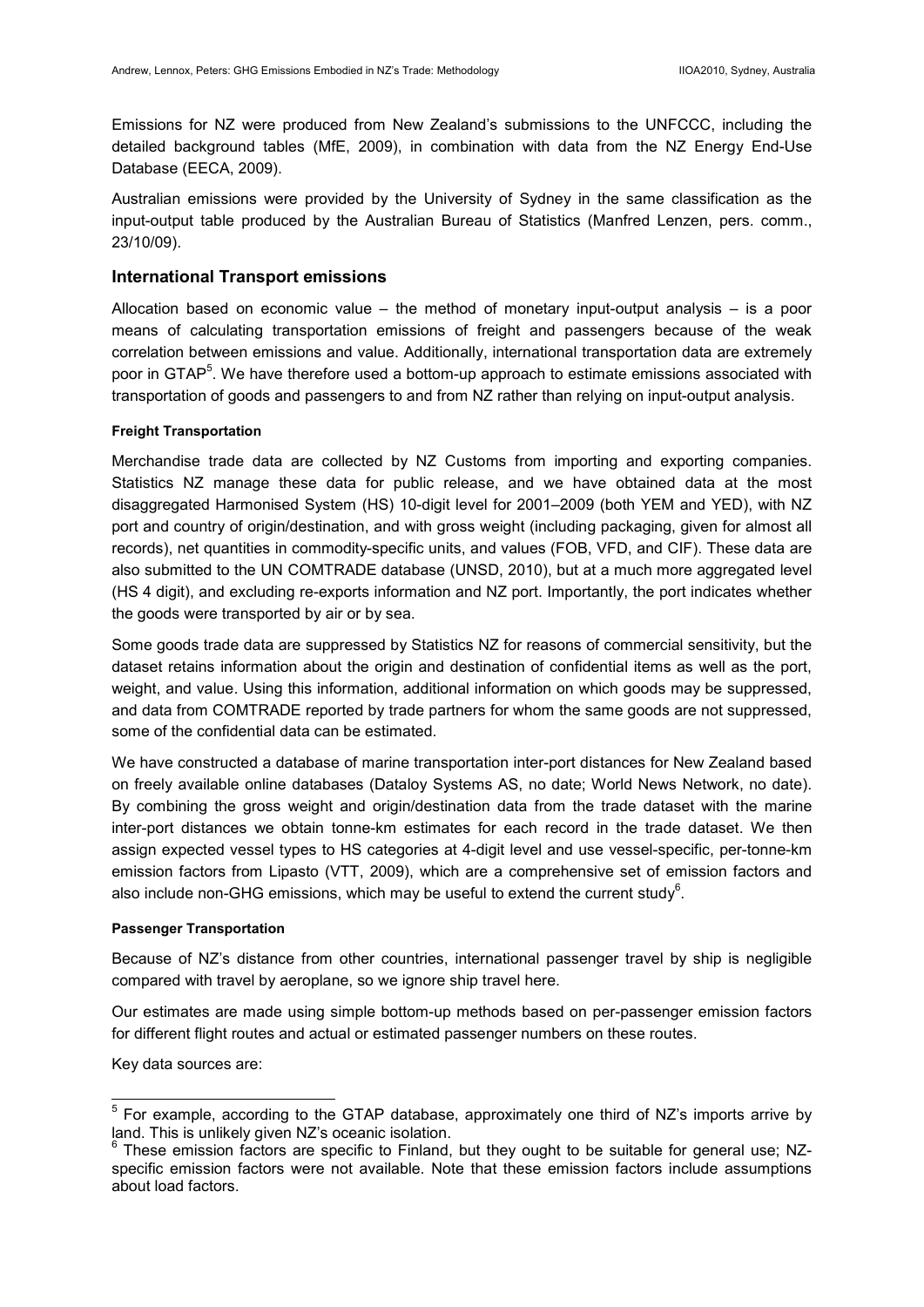Emissions for NZ were produced from New Zealand's submissions to the UNFCCC, including the detailed background tables (MfE, 2009), in combination with data from the NZ Energy End-Use Database (EECA, 2009).

Australian emissions were provided by the University of Sydney in the same classification as the input-output table produced by the Australian Bureau of Statistics (Manfred Lenzen, pers. comm., 23/10/09).

## International Transport emissions

Allocation based on economic value – the method of monetary input-output analysis – is a poor means of calculating transportation emissions of freight and passengers because of the weak correlation between emissions and value. Additionally, international transportation data are extremely poor in GTAP[5]. We have therefore used a bottom-up approach to estimate emissions associated with transportation of goods and passengers to and from NZ rather than relying on input-output analysis.

#### Freight Transportation

Merchandise trade data are collected by NZ Customs from importing and exporting companies. Statistics NZ manage these data for public release, and we have obtained data at the most disaggregated Harmonised System (HS) 10-digit level for 2001–2009 (both YEM and YED), with NZ port and country of origin/destination, and with gross weight (including packaging, given for almost all records), net quantities in commodity-specific units, and values (FOB, VFD, and CIF). These data are also submitted to the UN COMTRADE database (UNSD, 2010), but at a much more aggregated level (HS 4 digit), and excluding re-exports information and NZ port. Importantly, the port indicates whether the goods were transported by air or by sea.

Some goods trade data are suppressed by Statistics NZ for reasons of commercial sensitivity, but the dataset retains information about the origin and destination of confidential items as well as the port, weight, and value. Using this information, additional information on which goods may be suppressed, and data from COMTRADE reported by trade partners for whom the same goods are not suppressed, some of the confidential data can be estimated.

We have constructed a database of marine transportation inter-port distances for New Zealand based on freely available online databases (Dataloy Systems AS, no date; World News Network, no date). By combining the gross weight and origin/destination data from the trade dataset with the marine inter-port distances we obtain tonne-km estimates for each record in the trade dataset. We then assign expected vessel types to HS categories at 4-digit level and use vessel-specific, per-tonne-km emission factors from Lipasto (VTT, 2009), which are a comprehensive set of emission factors and also include non-GHG emissions, which may be useful to extend the current study[6].

#### Passenger Transportation

Because of NZ's distance from other countries, international passenger travel by ship is negligible compared with travel by aeroplane, so we ignore ship travel here.

Our estimates are made using simple bottom-up methods based on per-passenger emission factors for different flight routes and actual or estimated passenger numbers on these routes.

Key data sources are:

---

[5] For example, according to the GTAP database, approximately one third of NZ's imports arrive by land. This is unlikely given NZ's oceanic isolation.

[6] These emission factors are specific to Finland, but they ought to be suitable for general use; NZ-specific emission factors were not available. Note that these emission factors include assumptions about load factors.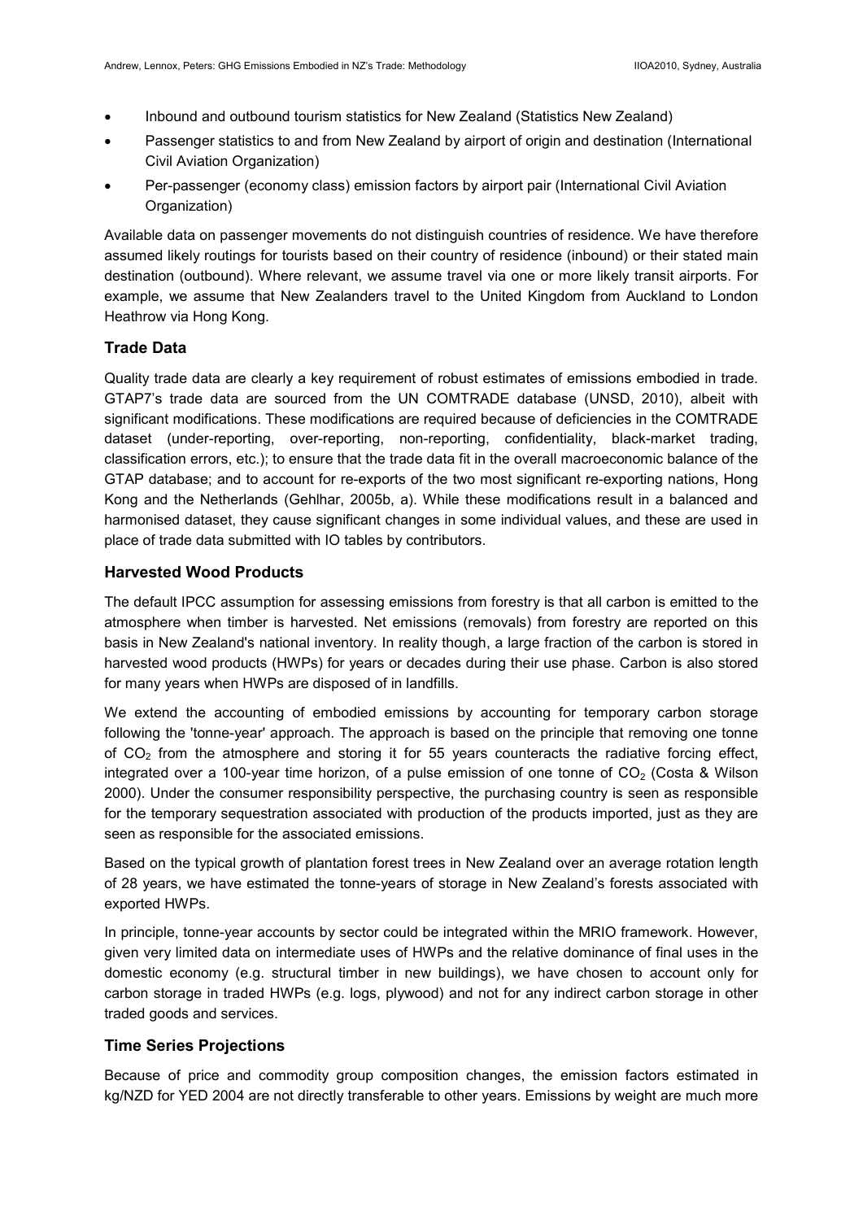- Inbound and outbound tourism statistics for New Zealand (Statistics New Zealand)
- Passenger statistics to and from New Zealand by airport of origin and destination (International Civil Aviation Organization)
- Per-passenger (economy class) emission factors by airport pair (International Civil Aviation Organization)

Available data on passenger movements do not distinguish countries of residence. We have therefore assumed likely routings for tourists based on their country of residence (inbound) or their stated main destination (outbound). Where relevant, we assume travel via one or more likely transit airports. For example, we assume that New Zealanders travel to the United Kingdom from Auckland to London Heathrow via Hong Kong.

### Trade Data

Quality trade data are clearly a key requirement of robust estimates of emissions embodied in trade. GTAP7's trade data are sourced from the UN COMTRADE database (UNSD, 2010), albeit with significant modifications. These modifications are required because of deficiencies in the COMTRADE dataset (under-reporting, over-reporting, non-reporting, confidentiality, black-market trading, classification errors, etc.); to ensure that the trade data fit in the overall macroeconomic balance of the GTAP database; and to account for re-exports of the two most significant re-exporting nations, Hong Kong and the Netherlands (Gehlhar, 2005b, a). While these modifications result in a balanced and harmonised dataset, they cause significant changes in some individual values, and these are used in place of trade data submitted with IO tables by contributors.

### Harvested Wood Products

The default IPCC assumption for assessing emissions from forestry is that all carbon is emitted to the atmosphere when timber is harvested. Net emissions (removals) from forestry are reported on this basis in New Zealand's national inventory. In reality though, a large fraction of the carbon is stored in harvested wood products (HWPs) for years or decades during their use phase. Carbon is also stored for many years when HWPs are disposed of in landfills.

We extend the accounting of embodied emissions by accounting for temporary carbon storage following the 'tonne-year' approach. The approach is based on the principle that removing one tonne of $CO_2$ from the atmosphere and storing it for 55 years counteracts the radiative forcing effect, integrated over a 100-year time horizon, of a pulse emission of one tonne of $CO_2$ (Costa & Wilson 2000). Under the consumer responsibility perspective, the purchasing country is seen as responsible for the temporary sequestration associated with production of the products imported, just as they are seen as responsible for the associated emissions.

Based on the typical growth of plantation forest trees in New Zealand over an average rotation length of 28 years, we have estimated the tonne-years of storage in New Zealand's forests associated with exported HWPs.

In principle, tonne-year accounts by sector could be integrated within the MRIO framework. However, given very limited data on intermediate uses of HWPs and the relative dominance of final uses in the domestic economy (e.g. structural timber in new buildings), we have chosen to account only for carbon storage in traded HWPs (e.g. logs, plywood) and not for any indirect carbon storage in other traded goods and services.

### Time Series Projections

Because of price and commodity group composition changes, the emission factors estimated in kg/NZD for YED 2004 are not directly transferable to other years. Emissions by weight are much more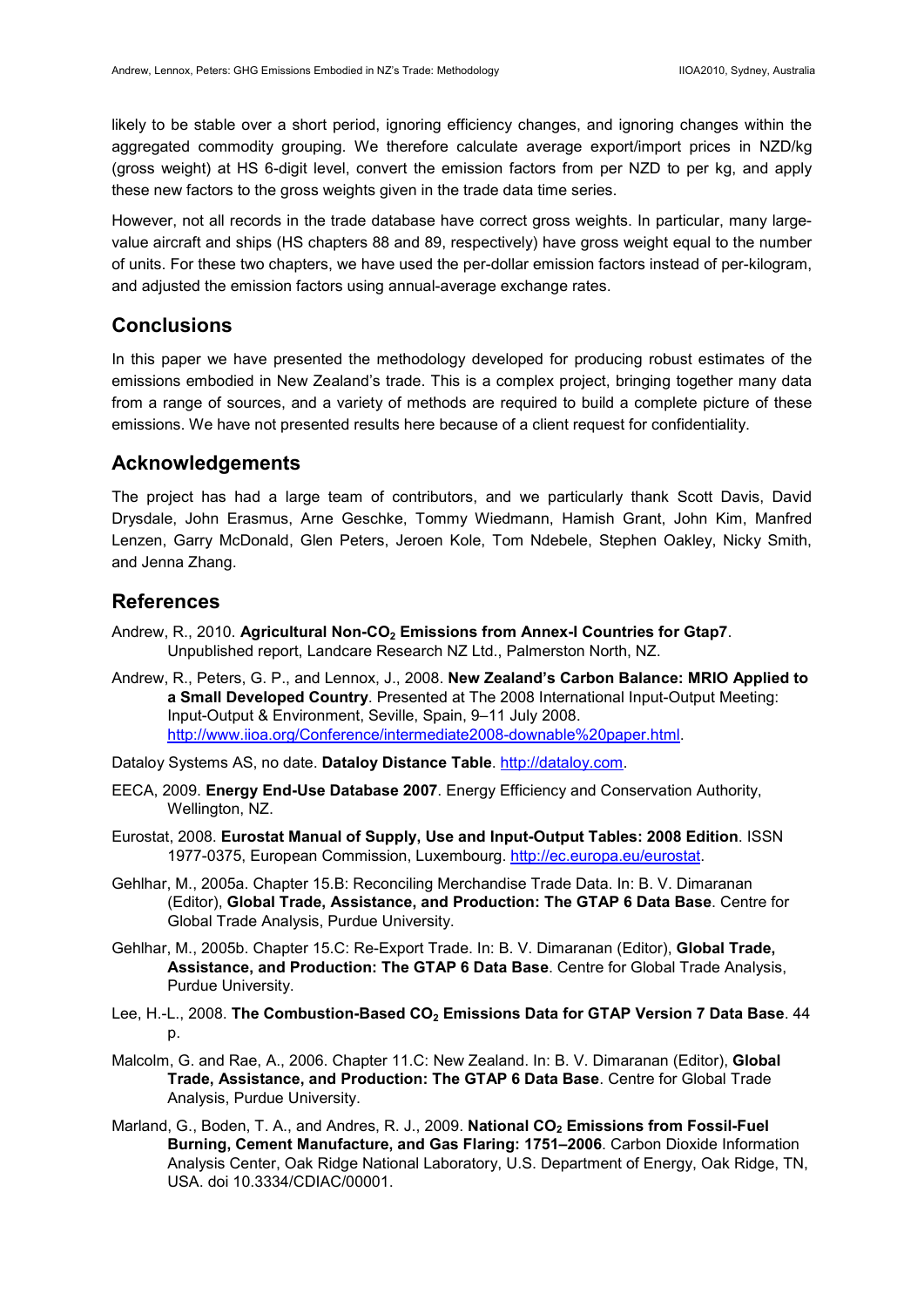likely to be stable over a short period, ignoring efficiency changes, and ignoring changes within the aggregated commodity grouping. We therefore calculate average export/import prices in NZD/kg (gross weight) at HS 6-digit level, convert the emission factors from per NZD to per kg, and apply these new factors to the gross weights given in the trade data time series.

However, not all records in the trade database have correct gross weights. In particular, many large-value aircraft and ships (HS chapters 88 and 89, respectively) have gross weight equal to the number of units. For these two chapters, we have used the per-dollar emission factors instead of per-kilogram, and adjusted the emission factors using annual-average exchange rates.

## Conclusions

In this paper we have presented the methodology developed for producing robust estimates of the emissions embodied in New Zealand's trade. This is a complex project, bringing together many data from a range of sources, and a variety of methods are required to build a complete picture of these emissions. We have not presented results here because of a client request for confidentiality.

## Acknowledgements

The project has had a large team of contributors, and we particularly thank Scott Davis, David Drysdale, John Erasmus, Arne Geschke, Tommy Wiedmann, Hamish Grant, John Kim, Manfred Lenzen, Garry McDonald, Glen Peters, Jeroen Kole, Tom Ndebele, Stephen Oakley, Nicky Smith, and Jenna Zhang.

## References

Andrew, R., 2010. **Agricultural Non-$CO_2$ Emissions from Annex-I Countries for Gtap7**. Unpublished report, Landcare Research NZ Ltd., Palmerston North, NZ.

Andrew, R., Peters, G. P., and Lennox, J., 2008. **New Zealand's Carbon Balance: MRIO Applied to a Small Developed Country**. Presented at The 2008 International Input-Output Meeting: Input-Output & Environment, Seville, Spain, 9–11 July 2008. http://www.iioa.org/Conference/intermediate2008-downable%20paper.html.

Dataloy Systems AS, no date. **Dataloy Distance Table**. http://dataloy.com.

EECA, 2009. **Energy End-Use Database 2007**. Energy Efficiency and Conservation Authority, Wellington, NZ.

Eurostat, 2008. **Eurostat Manual of Supply, Use and Input-Output Tables: 2008 Edition**. ISSN 1977-0375, European Commission, Luxembourg. http://ec.europa.eu/eurostat.

Gehlhar, M., 2005a. Chapter 15.B: Reconciling Merchandise Trade Data. In: B. V. Dimaranan (Editor), **Global Trade, Assistance, and Production: The GTAP 6 Data Base**. Centre for Global Trade Analysis, Purdue University.

Gehlhar, M., 2005b. Chapter 15.C: Re-Export Trade. In: B. V. Dimaranan (Editor), **Global Trade, Assistance, and Production: The GTAP 6 Data Base**. Centre for Global Trade Analysis, Purdue University.

Lee, H.-L., 2008. **The Combustion-Based $CO_2$ Emissions Data for GTAP Version 7 Data Base**. 44 p.

Malcolm, G. and Rae, A., 2006. Chapter 11.C: New Zealand. In: B. V. Dimaranan (Editor), **Global Trade, Assistance, and Production: The GTAP 6 Data Base**. Centre for Global Trade Analysis, Purdue University.

Marland, G., Boden, T. A., and Andres, R. J., 2009. **National $CO_2$ Emissions from Fossil-Fuel Burning, Cement Manufacture, and Gas Flaring: 1751–2006**. Carbon Dioxide Information Analysis Center, Oak Ridge National Laboratory, U.S. Department of Energy, Oak Ridge, TN, USA. doi 10.3334/CDIAC/00001.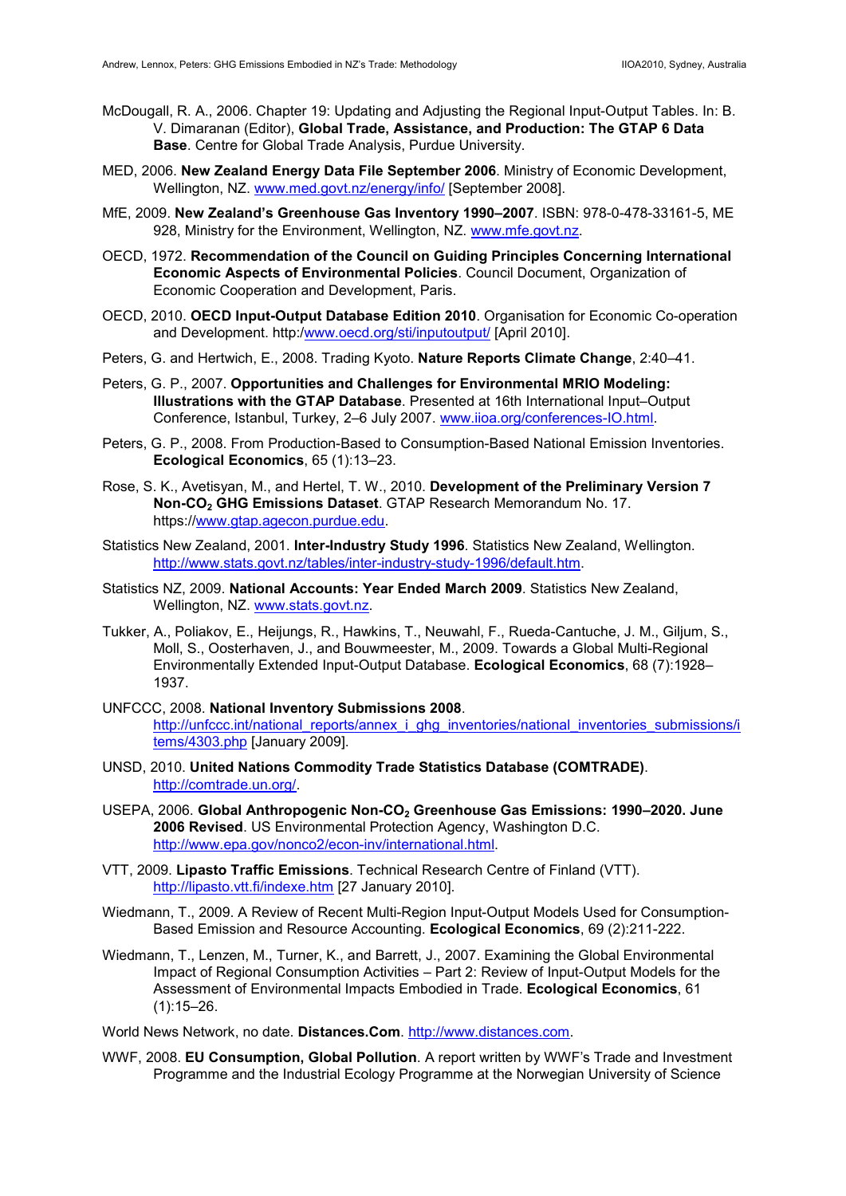McDougall, R. A., 2006. Chapter 19: Updating and Adjusting the Regional Input-Output Tables. In: B. V. Dimaranan (Editor), **Global Trade, Assistance, and Production: The GTAP 6 Data Base**. Centre for Global Trade Analysis, Purdue University.

MED, 2006. **New Zealand Energy Data File September 2006**. Ministry of Economic Development, Wellington, NZ. www.med.govt.nz/energy/info/ [September 2008].

MfE, 2009. **New Zealand's Greenhouse Gas Inventory 1990–2007**. ISBN: 978-0-478-33161-5, ME 928, Ministry for the Environment, Wellington, NZ. www.mfe.govt.nz.

OECD, 1972. **Recommendation of the Council on Guiding Principles Concerning International Economic Aspects of Environmental Policies**. Council Document, Organization of Economic Cooperation and Development, Paris.

OECD, 2010. **OECD Input-Output Database Edition 2010**. Organisation for Economic Co-operation and Development. http:/www.oecd.org/sti/inputoutput/ [April 2010].

Peters, G. and Hertwich, E., 2008. Trading Kyoto. **Nature Reports Climate Change**, 2:40–41.

Peters, G. P., 2007. **Opportunities and Challenges for Environmental MRIO Modeling: Illustrations with the GTAP Database**. Presented at 16th International Input–Output Conference, Istanbul, Turkey, 2–6 July 2007. www.iioa.org/conferences-IO.html.

Peters, G. P., 2008. From Production-Based to Consumption-Based National Emission Inventories. **Ecological Economics**, 65 (1):13–23.

Rose, S. K., Avetisyan, M., and Hertel, T. W., 2010. **Development of the Preliminary Version 7 Non-$CO_2$ GHG Emissions Dataset**. GTAP Research Memorandum No. 17. https://www.gtap.agecon.purdue.edu.

Statistics New Zealand, 2001. **Inter-Industry Study 1996**. Statistics New Zealand, Wellington. http://www.stats.govt.nz/tables/inter-industry-study-1996/default.htm.

Statistics NZ, 2009. **National Accounts: Year Ended March 2009**. Statistics New Zealand, Wellington, NZ. www.stats.govt.nz.

Tukker, A., Poliakov, E., Heijungs, R., Hawkins, T., Neuwahl, F., Rueda-Cantuche, J. M., Giljum, S., Moll, S., Oosterhaven, J., and Bouwmeester, M., 2009. Towards a Global Multi-Regional Environmentally Extended Input-Output Database. **Ecological Economics**, 68 (7):1928–1937.

UNFCCC, 2008. **National Inventory Submissions 2008**. http://unfccc.int/national_reports/annex_i_ghg_inventories/national_inventories_submissions/items/4303.php [January 2009].

UNSD, 2010. **United Nations Commodity Trade Statistics Database (COMTRADE)**. http://comtrade.un.org/.

USEPA, 2006. **Global Anthropogenic Non-$CO_2$ Greenhouse Gas Emissions: 1990–2020. June 2006 Revised**. US Environmental Protection Agency, Washington D.C. http://www.epa.gov/nonco2/econ-inv/international.html.

VTT, 2009. **Lipasto Traffic Emissions**. Technical Research Centre of Finland (VTT). http://lipasto.vtt.fi/indexe.htm [27 January 2010].

Wiedmann, T., 2009. A Review of Recent Multi-Region Input-Output Models Used for Consumption-Based Emission and Resource Accounting. **Ecological Economics**, 69 (2):211-222.

Wiedmann, T., Lenzen, M., Turner, K., and Barrett, J., 2007. Examining the Global Environmental Impact of Regional Consumption Activities – Part 2: Review of Input-Output Models for the Assessment of Environmental Impacts Embodied in Trade. **Ecological Economics**, 61 (1):15–26.

World News Network, no date. **Distances.Com**. http://www.distances.com.

WWF, 2008. **EU Consumption, Global Pollution**. A report written by WWF's Trade and Investment Programme and the Industrial Ecology Programme at the Norwegian University of Science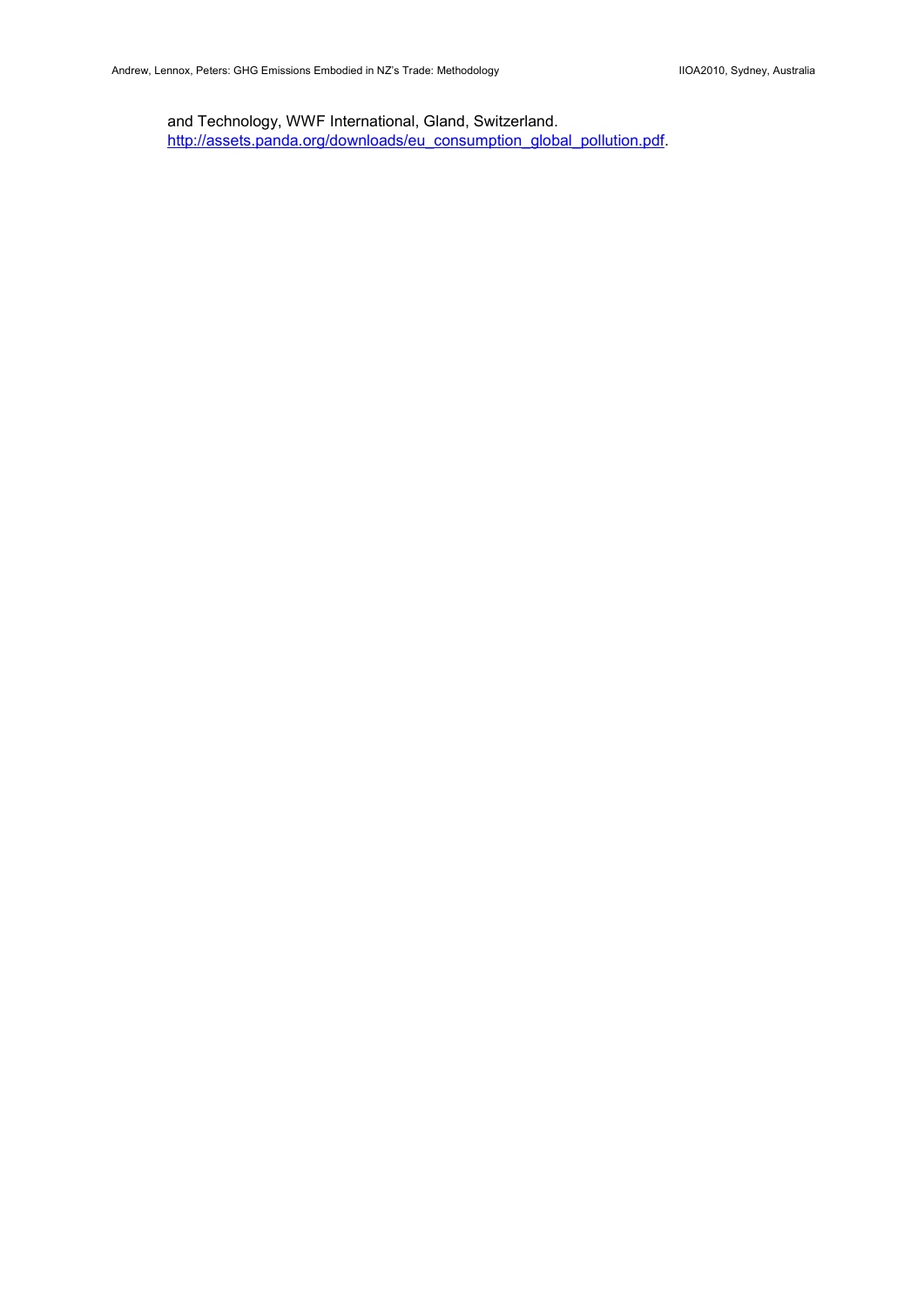and Technology, WWF International, Gland, Switzerland. http://assets.panda.org/downloads/eu_consumption_global_pollution.pdf.